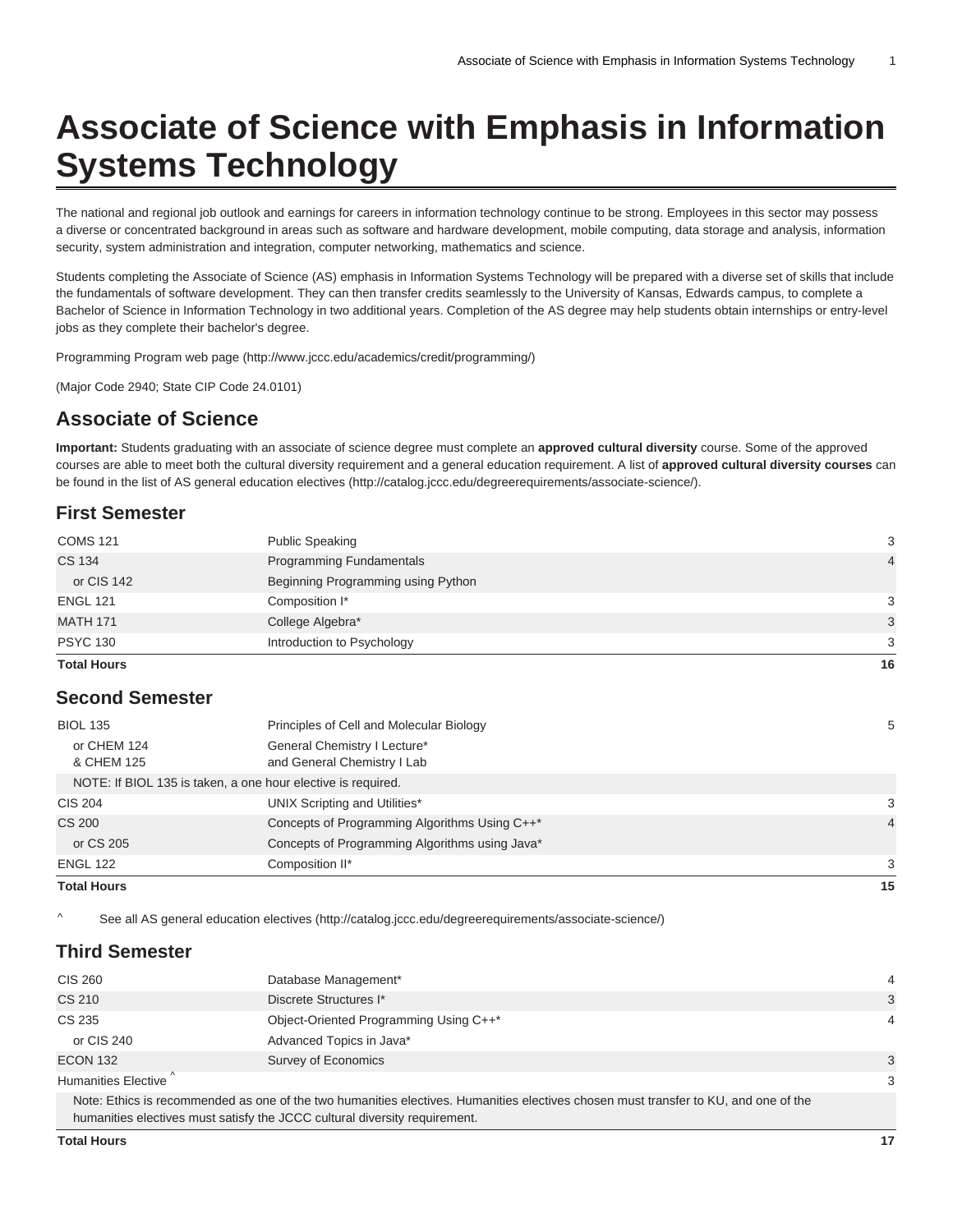# Associate of Science with Emphasis in Information Systems Technology

The national and regional job outlook and earnings for careers in information technology continue to be strong. Employees in this sector may possess a diverse or concentrated background in areas such as software and hardware development, mobile computing, data storage and analysis, information security, system administration and integration, computer networking, mathematics and science.

Students completing the Associate of Science (AS) emphasis in Information Systems Technology will be prepared with a diverse set of skills that include the fundamentals of software development. They can then transfer credits seamlessly to the University of Kansas, Edwards campus, to complete a Bachelor of Science in Information Technology in two additional years. Completion of the AS degree may help students obtain internships or entry-level jobs as they complete their bachelor's degree.

Programming Program web page (http://www.jccc.edu/academics/credit/programming/)

(Major Code 2940; State CIP Code 24.0101)

## Associate of Science

**Important:** Students graduating with an associate of science degree must complete an **approved cultural diversity** course. Some of the approved courses are able to meet both the cultural diversity requirement and a general education requirement. A list of **approved cultural diversity courses** can be found in the list of AS general education electives (http://catalog.jccc.edu/degreerequirements/associate-science/).

### First Semester

| Course | Title | Hours |
|---|---|---|
| COMS 121 | Public Speaking | 3 |
| CS 134 | Programming Fundamentals | 4 |
| or CIS 142 | Beginning Programming using Python | |
| ENGL 121 | Composition I* | 3 |
| MATH 171 | College Algebra* | 3 |
| PSYC 130 | Introduction to Psychology | 3 |
| **Total Hours** | | **16** |

### Second Semester

| Course | Title | Hours |
|---|---|---|
| BIOL 135 | Principles of Cell and Molecular Biology | 5 |
| or CHEM 124 & CHEM 125 | General Chemistry I Lecture* and General Chemistry I Lab | |
| NOTE: If BIOL 135 is taken, a one hour elective is required. | | |
| CIS 204 | UNIX Scripting and Utilities* | 3 |
| CS 200 | Concepts of Programming Algorithms Using C++* | 4 |
| or CS 205 | Concepts of Programming Algorithms using Java* | |
| ENGL 122 | Composition II* | 3 |
| **Total Hours** | | **15** |

^ See all AS general education electives (http://catalog.jccc.edu/degreerequirements/associate-science/)

### Third Semester

| Course | Title | Hours |
|---|---|---|
| CIS 260 | Database Management* | 4 |
| CS 210 | Discrete Structures I* | 3 |
| CS 235 | Object-Oriented Programming Using C++* | 4 |
| or CIS 240 | Advanced Topics in Java* | |
| ECON 132 | Survey of Economics | 3 |
| Humanities Elective ^ | | 3 |
| Note: Ethics is recommended as one of the two humanities electives. Humanities electives chosen must transfer to KU, and one of the humanities electives must satisfy the JCCC cultural diversity requirement. | | |
| **Total Hours** | | **17** |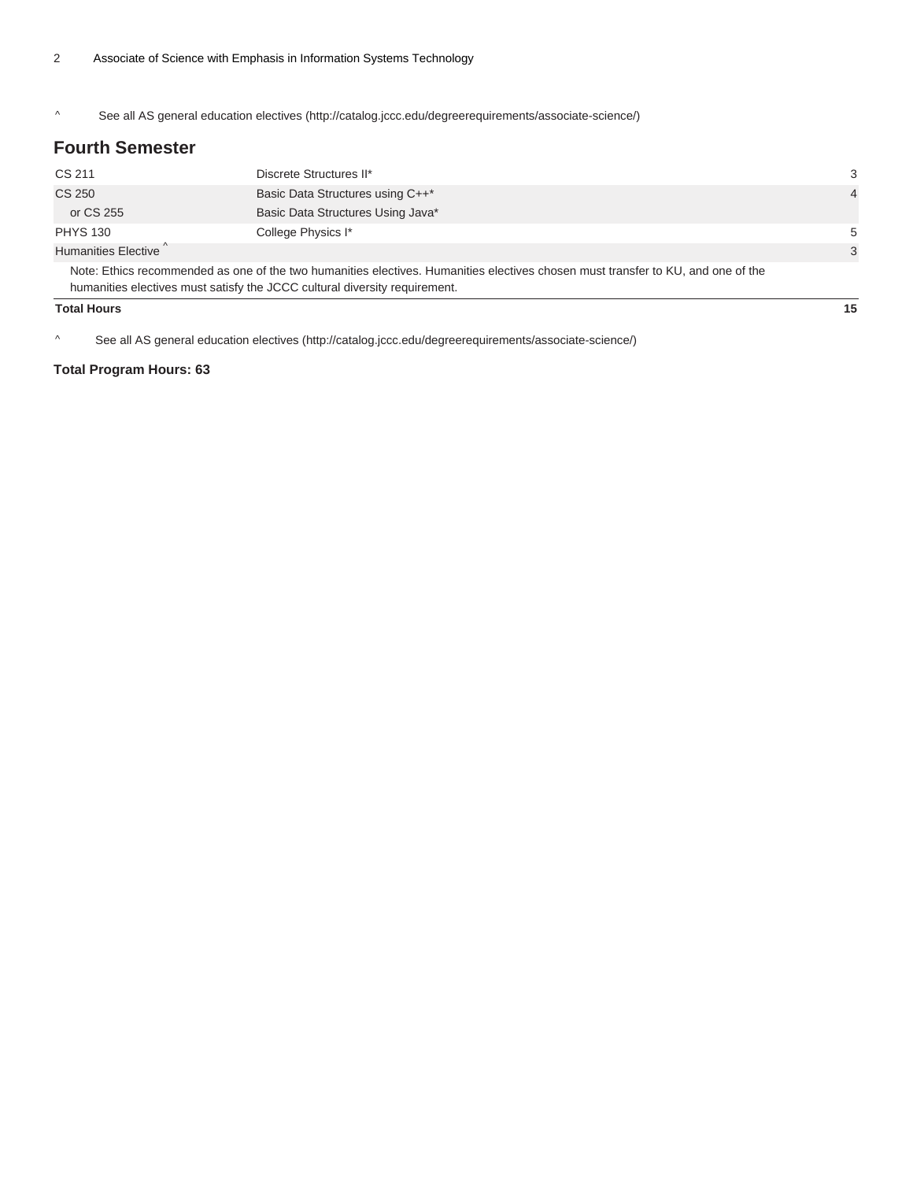^ See all AS general education electives (http://catalog.jccc.edu/degreerequirements/associate-science/)

## Fourth Semester

| | | |
|---|---|---|
| CS 211 | Discrete Structures II* | 3 |
| CS 250 | Basic Data Structures using C++* | 4 |
| or CS 255 | Basic Data Structures Using Java* | |
| PHYS 130 | College Physics I* | 5 |
| Humanities Elective ^ | | 3 |
| Note: Ethics recommended as one of the two humanities electives. Humanities electives chosen must transfer to KU, and one of the humanities electives must satisfy the JCCC cultural diversity requirement. | | |
| **Total Hours** | | **15** |

^ See all AS general education electives (http://catalog.jccc.edu/degreerequirements/associate-science/)

**Total Program Hours: 63**